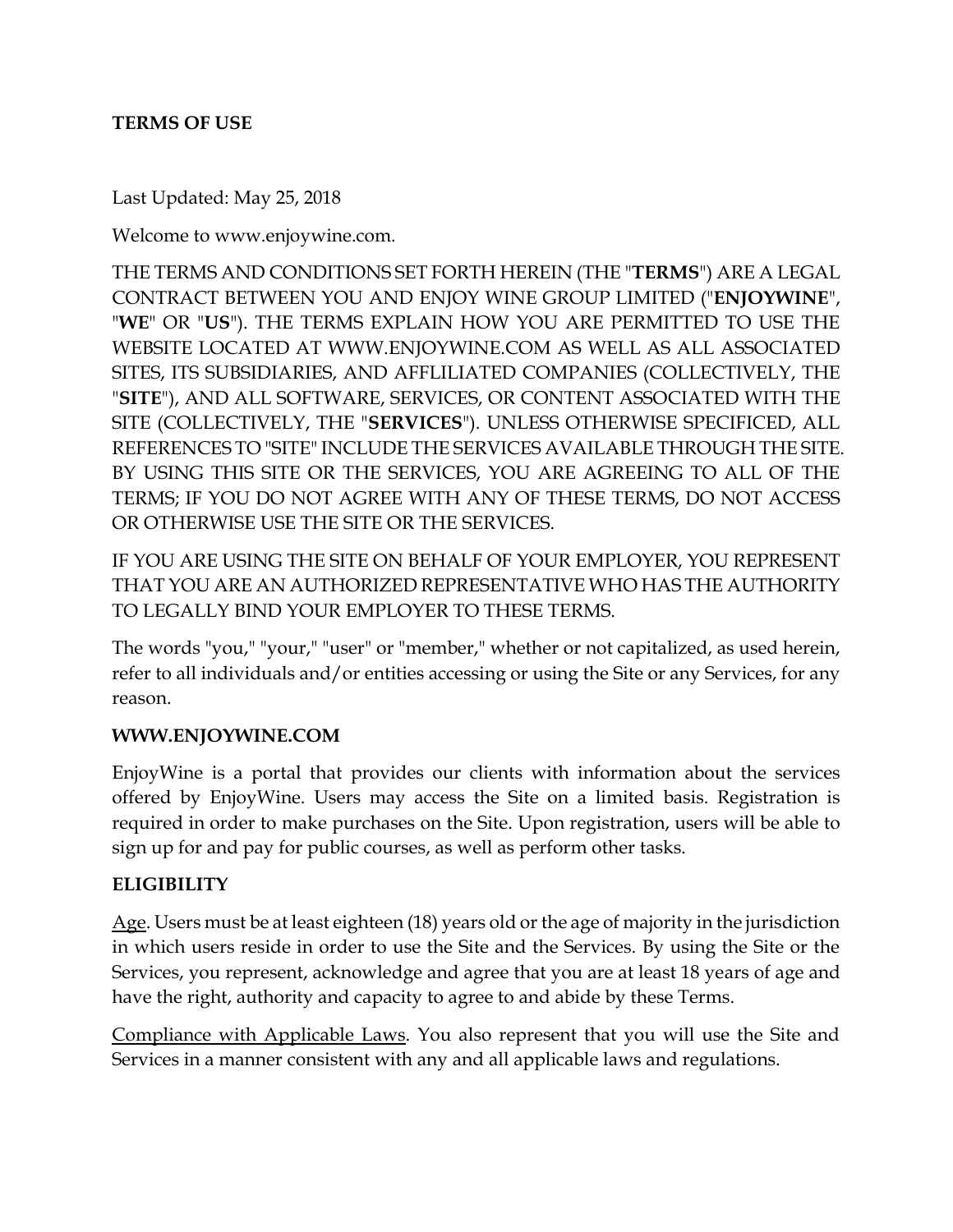**TERMS OF USE**

Last Updated: May 25, 2018

Welcome to www.enjoywine.com.

THE TERMS AND CONDITIONS SET FORTH HEREIN (THE "**TERMS**") ARE A LEGAL CONTRACT BETWEEN YOU AND ENJOY WINE GROUP LIMITED ("**ENJOYWINE**", "**WE**" OR "**US**"). THE TERMS EXPLAIN HOW YOU ARE PERMITTED TO USE THE WEBSITE LOCATED AT WWW.ENJOYWINE.COM AS WELL AS ALL ASSOCIATED SITES, ITS SUBSIDIARIES, AND AFFLILIATED COMPANIES (COLLECTIVELY, THE "**SITE**"), AND ALL SOFTWARE, SERVICES, OR CONTENT ASSOCIATED WITH THE SITE (COLLECTIVELY, THE "**SERVICES**"). UNLESS OTHERWISE SPECIFICED, ALL REFERENCES TO "SITE" INCLUDE THE SERVICES AVAILABLE THROUGH THE SITE. BY USING THIS SITE OR THE SERVICES, YOU ARE AGREEING TO ALL OF THE TERMS; IF YOU DO NOT AGREE WITH ANY OF THESE TERMS, DO NOT ACCESS OR OTHERWISE USE THE SITE OR THE SERVICES.

IF YOU ARE USING THE SITE ON BEHALF OF YOUR EMPLOYER, YOU REPRESENT THAT YOU ARE AN AUTHORIZED REPRESENTATIVE WHO HAS THE AUTHORITY TO LEGALLY BIND YOUR EMPLOYER TO THESE TERMS.

The words "you," "your," "user" or "member," whether or not capitalized, as used herein, refer to all individuals and/or entities accessing or using the Site or any Services, for any reason.

**WWW.ENJOYWINE.COM**

EnjoyWine is a portal that provides our clients with information about the services offered by EnjoyWine. Users may access the Site on a limited basis. Registration is required in order to make purchases on the Site. Upon registration, users will be able to sign up for and pay for public courses, as well as perform other tasks.

**ELIGIBILITY**

Age. Users must be at least eighteen (18) years old or the age of majority in the jurisdiction in which users reside in order to use the Site and the Services. By using the Site or the Services, you represent, acknowledge and agree that you are at least 18 years of age and have the right, authority and capacity to agree to and abide by these Terms.

Compliance with Applicable Laws. You also represent that you will use the Site and Services in a manner consistent with any and all applicable laws and regulations.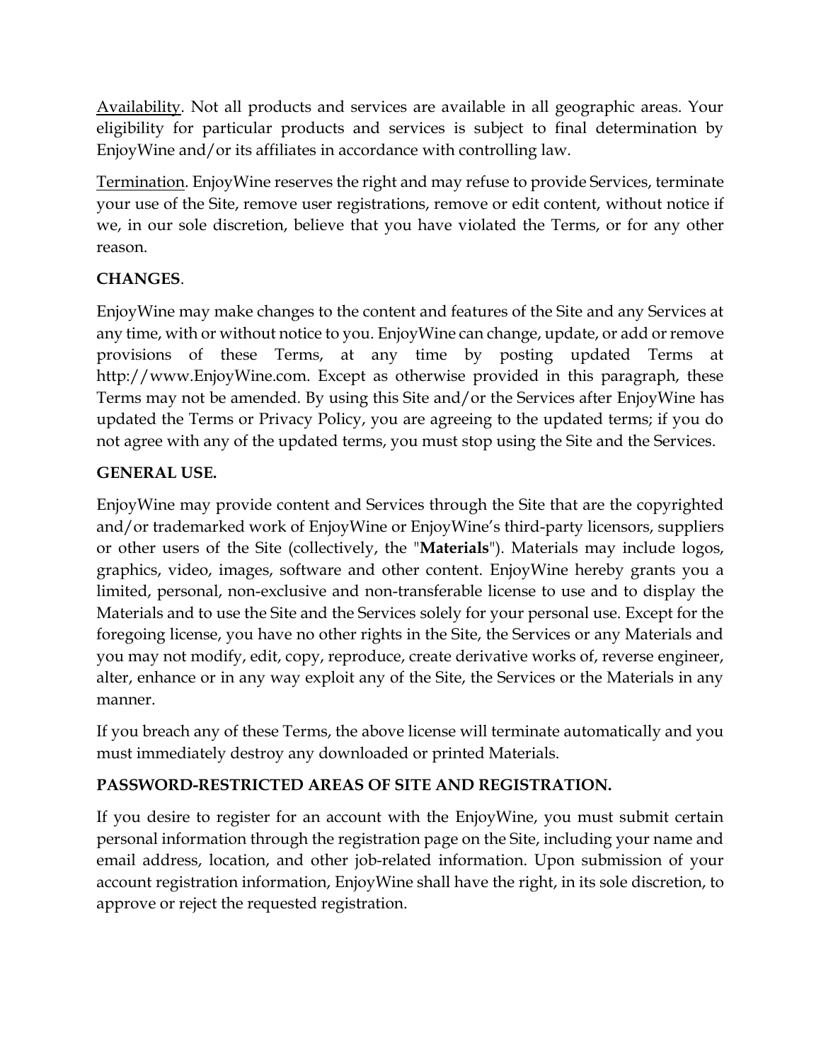Availability. Not all products and services are available in all geographic areas. Your eligibility for particular products and services is subject to final determination by EnjoyWine and/or its affiliates in accordance with controlling law.

Termination. EnjoyWine reserves the right and may refuse to provide Services, terminate your use of the Site, remove user registrations, remove or edit content, without notice if we, in our sole discretion, believe that you have violated the Terms, or for any other reason.

**CHANGES**.

EnjoyWine may make changes to the content and features of the Site and any Services at any time, with or without notice to you. EnjoyWine can change, update, or add or remove provisions of these Terms, at any time by posting updated Terms at http://www.EnjoyWine.com. Except as otherwise provided in this paragraph, these Terms may not be amended. By using this Site and/or the Services after EnjoyWine has updated the Terms or Privacy Policy, you are agreeing to the updated terms; if you do not agree with any of the updated terms, you must stop using the Site and the Services.

**GENERAL USE.**

EnjoyWine may provide content and Services through the Site that are the copyrighted and/or trademarked work of EnjoyWine or EnjoyWine's third-party licensors, suppliers or other users of the Site (collectively, the "**Materials**"). Materials may include logos, graphics, video, images, software and other content. EnjoyWine hereby grants you a limited, personal, non-exclusive and non-transferable license to use and to display the Materials and to use the Site and the Services solely for your personal use. Except for the foregoing license, you have no other rights in the Site, the Services or any Materials and you may not modify, edit, copy, reproduce, create derivative works of, reverse engineer, alter, enhance or in any way exploit any of the Site, the Services or the Materials in any manner.

If you breach any of these Terms, the above license will terminate automatically and you must immediately destroy any downloaded or printed Materials.

**PASSWORD-RESTRICTED AREAS OF SITE AND REGISTRATION.**

If you desire to register for an account with the EnjoyWine, you must submit certain personal information through the registration page on the Site, including your name and email address, location, and other job-related information. Upon submission of your account registration information, EnjoyWine shall have the right, in its sole discretion, to approve or reject the requested registration.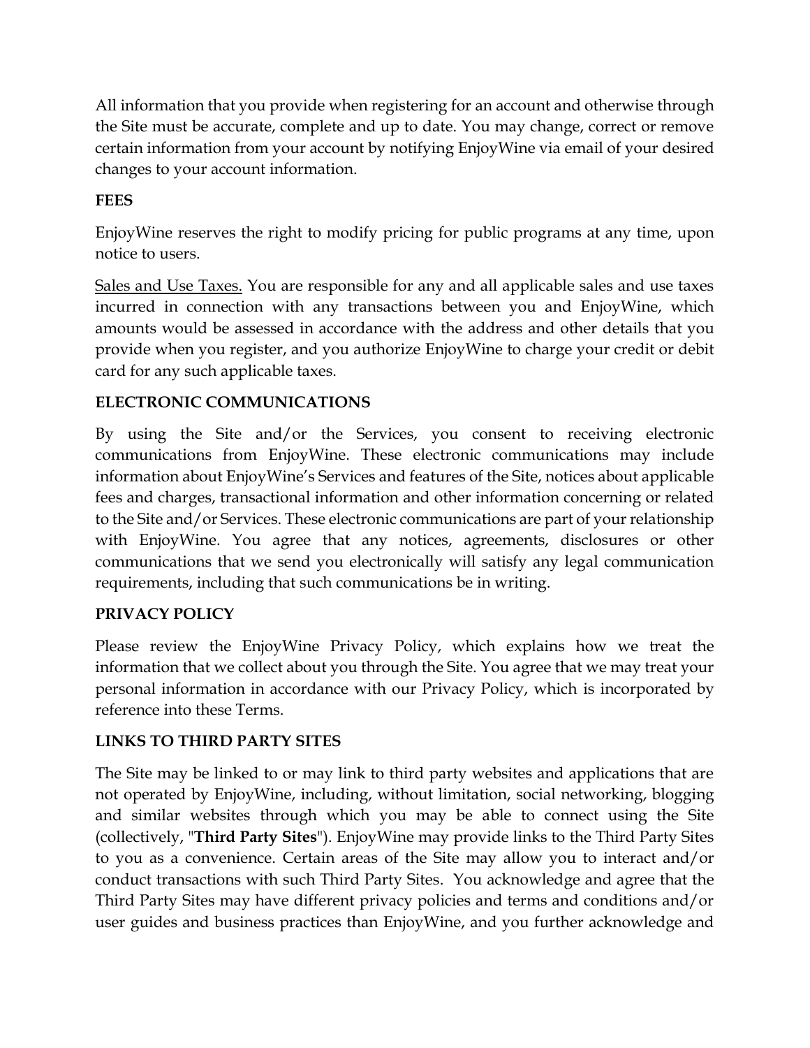All information that you provide when registering for an account and otherwise through the Site must be accurate, complete and up to date. You may change, correct or remove certain information from your account by notifying EnjoyWine via email of your desired changes to your account information.

**FEES**

EnjoyWine reserves the right to modify pricing for public programs at any time, upon notice to users.

Sales and Use Taxes. You are responsible for any and all applicable sales and use taxes incurred in connection with any transactions between you and EnjoyWine, which amounts would be assessed in accordance with the address and other details that you provide when you register, and you authorize EnjoyWine to charge your credit or debit card for any such applicable taxes.

**ELECTRONIC COMMUNICATIONS**

By using the Site and/or the Services, you consent to receiving electronic communications from EnjoyWine. These electronic communications may include information about EnjoyWine's Services and features of the Site, notices about applicable fees and charges, transactional information and other information concerning or related to the Site and/or Services. These electronic communications are part of your relationship with EnjoyWine. You agree that any notices, agreements, disclosures or other communications that we send you electronically will satisfy any legal communication requirements, including that such communications be in writing.

**PRIVACY POLICY**

Please review the EnjoyWine Privacy Policy, which explains how we treat the information that we collect about you through the Site. You agree that we may treat your personal information in accordance with our Privacy Policy, which is incorporated by reference into these Terms.

**LINKS TO THIRD PARTY SITES**

The Site may be linked to or may link to third party websites and applications that are not operated by EnjoyWine, including, without limitation, social networking, blogging and similar websites through which you may be able to connect using the Site (collectively, "**Third Party Sites**"). EnjoyWine may provide links to the Third Party Sites to you as a convenience. Certain areas of the Site may allow you to interact and/or conduct transactions with such Third Party Sites. You acknowledge and agree that the Third Party Sites may have different privacy policies and terms and conditions and/or user guides and business practices than EnjoyWine, and you further acknowledge and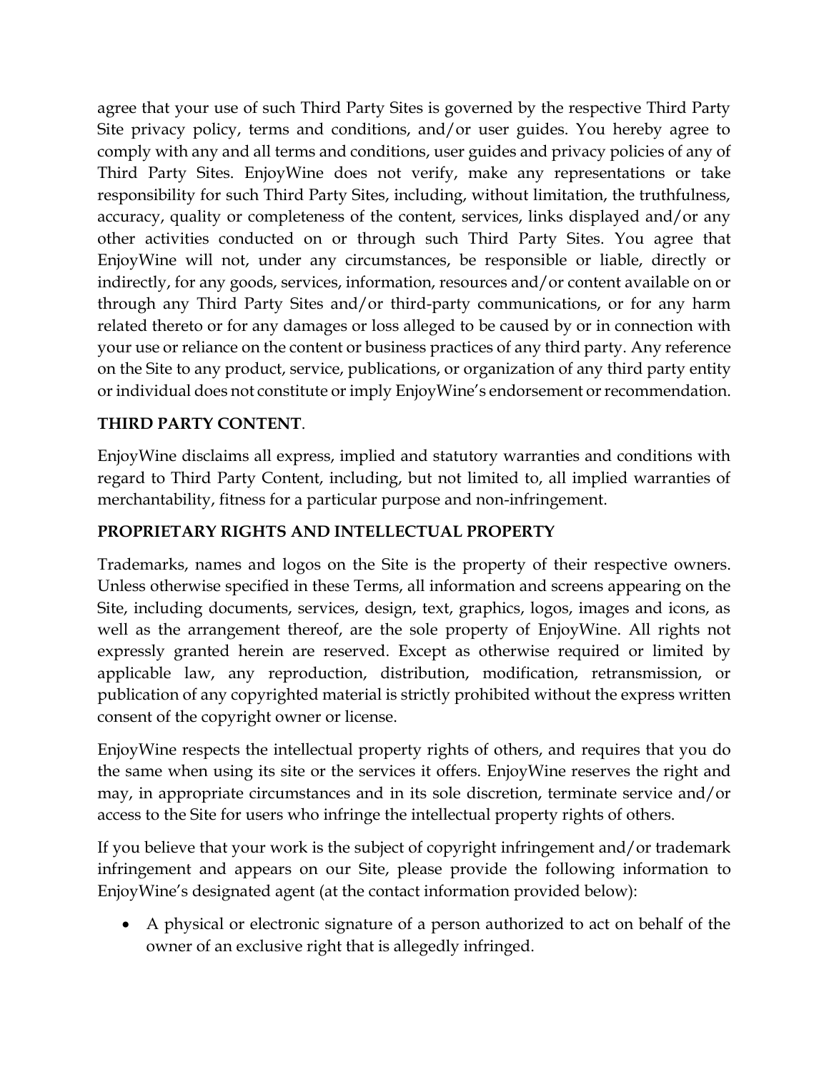agree that your use of such Third Party Sites is governed by the respective Third Party Site privacy policy, terms and conditions, and/or user guides. You hereby agree to comply with any and all terms and conditions, user guides and privacy policies of any of Third Party Sites. EnjoyWine does not verify, make any representations or take responsibility for such Third Party Sites, including, without limitation, the truthfulness, accuracy, quality or completeness of the content, services, links displayed and/or any other activities conducted on or through such Third Party Sites. You agree that EnjoyWine will not, under any circumstances, be responsible or liable, directly or indirectly, for any goods, services, information, resources and/or content available on or through any Third Party Sites and/or third-party communications, or for any harm related thereto or for any damages or loss alleged to be caused by or in connection with your use or reliance on the content or business practices of any third party. Any reference on the Site to any product, service, publications, or organization of any third party entity or individual does not constitute or imply EnjoyWine's endorsement or recommendation.

**THIRD PARTY CONTENT**.

EnjoyWine disclaims all express, implied and statutory warranties and conditions with regard to Third Party Content, including, but not limited to, all implied warranties of merchantability, fitness for a particular purpose and non-infringement.

**PROPRIETARY RIGHTS AND INTELLECTUAL PROPERTY**

Trademarks, names and logos on the Site is the property of their respective owners. Unless otherwise specified in these Terms, all information and screens appearing on the Site, including documents, services, design, text, graphics, logos, images and icons, as well as the arrangement thereof, are the sole property of EnjoyWine. All rights not expressly granted herein are reserved. Except as otherwise required or limited by applicable law, any reproduction, distribution, modification, retransmission, or publication of any copyrighted material is strictly prohibited without the express written consent of the copyright owner or license.

EnjoyWine respects the intellectual property rights of others, and requires that you do the same when using its site or the services it offers. EnjoyWine reserves the right and may, in appropriate circumstances and in its sole discretion, terminate service and/or access to the Site for users who infringe the intellectual property rights of others.

If you believe that your work is the subject of copyright infringement and/or trademark infringement and appears on our Site, please provide the following information to EnjoyWine's designated agent (at the contact information provided below):

- A physical or electronic signature of a person authorized to act on behalf of the owner of an exclusive right that is allegedly infringed.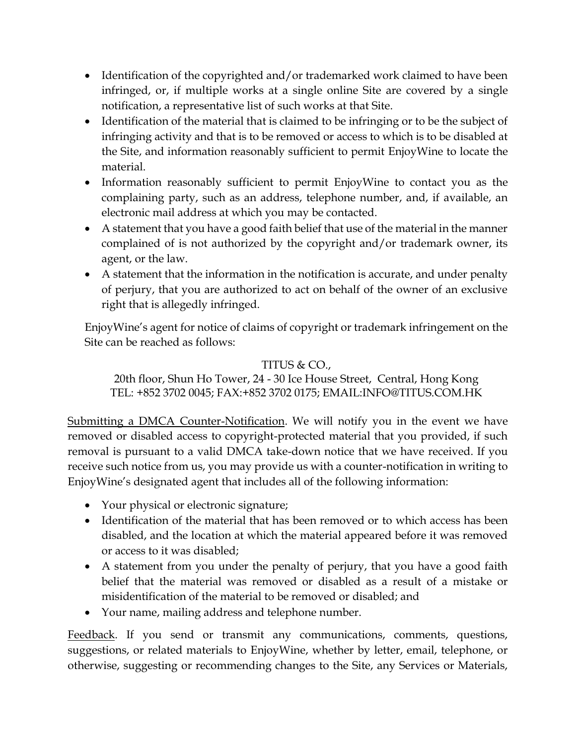- Identification of the copyrighted and/or trademarked work claimed to have been infringed, or, if multiple works at a single online Site are covered by a single notification, a representative list of such works at that Site.
- Identification of the material that is claimed to be infringing or to be the subject of infringing activity and that is to be removed or access to which is to be disabled at the Site, and information reasonably sufficient to permit EnjoyWine to locate the material.
- Information reasonably sufficient to permit EnjoyWine to contact you as the complaining party, such as an address, telephone number, and, if available, an electronic mail address at which you may be contacted.
- A statement that you have a good faith belief that use of the material in the manner complained of is not authorized by the copyright and/or trademark owner, its agent, or the law.
- A statement that the information in the notification is accurate, and under penalty of perjury, that you are authorized to act on behalf of the owner of an exclusive right that is allegedly infringed.

EnjoyWine's agent for notice of claims of copyright or trademark infringement on the Site can be reached as follows:

TITUS & CO.,
20th floor, Shun Ho Tower, 24 - 30 Ice House Street, Central, Hong Kong
TEL: +852 3702 0045; FAX:+852 3702 0175; EMAIL:INFO@TITUS.COM.HK

Submitting a DMCA Counter-Notification. We will notify you in the event we have removed or disabled access to copyright-protected material that you provided, if such removal is pursuant to a valid DMCA take-down notice that we have received. If you receive such notice from us, you may provide us with a counter-notification in writing to EnjoyWine's designated agent that includes all of the following information:

- Your physical or electronic signature;
- Identification of the material that has been removed or to which access has been disabled, and the location at which the material appeared before it was removed or access to it was disabled;
- A statement from you under the penalty of perjury, that you have a good faith belief that the material was removed or disabled as a result of a mistake or misidentification of the material to be removed or disabled; and
- Your name, mailing address and telephone number.

Feedback. If you send or transmit any communications, comments, questions, suggestions, or related materials to EnjoyWine, whether by letter, email, telephone, or otherwise, suggesting or recommending changes to the Site, any Services or Materials,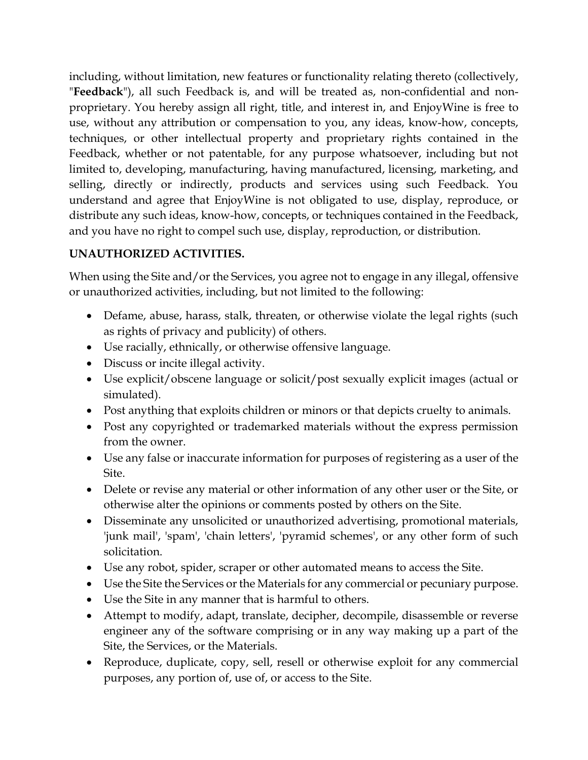including, without limitation, new features or functionality relating thereto (collectively, "**Feedback**"), all such Feedback is, and will be treated as, non-confidential and non-proprietary. You hereby assign all right, title, and interest in, and EnjoyWine is free to use, without any attribution or compensation to you, any ideas, know-how, concepts, techniques, or other intellectual property and proprietary rights contained in the Feedback, whether or not patentable, for any purpose whatsoever, including but not limited to, developing, manufacturing, having manufactured, licensing, marketing, and selling, directly or indirectly, products and services using such Feedback. You understand and agree that EnjoyWine is not obligated to use, display, reproduce, or distribute any such ideas, know-how, concepts, or techniques contained in the Feedback, and you have no right to compel such use, display, reproduction, or distribution.

**UNAUTHORIZED ACTIVITIES.**

When using the Site and/or the Services, you agree not to engage in any illegal, offensive or unauthorized activities, including, but not limited to the following:

- Defame, abuse, harass, stalk, threaten, or otherwise violate the legal rights (such as rights of privacy and publicity) of others.
- Use racially, ethnically, or otherwise offensive language.
- Discuss or incite illegal activity.
- Use explicit/obscene language or solicit/post sexually explicit images (actual or simulated).
- Post anything that exploits children or minors or that depicts cruelty to animals.
- Post any copyrighted or trademarked materials without the express permission from the owner.
- Use any false or inaccurate information for purposes of registering as a user of the Site.
- Delete or revise any material or other information of any other user or the Site, or otherwise alter the opinions or comments posted by others on the Site.
- Disseminate any unsolicited or unauthorized advertising, promotional materials, 'junk mail', 'spam', 'chain letters', 'pyramid schemes', or any other form of such solicitation.
- Use any robot, spider, scraper or other automated means to access the Site.
- Use the Site the Services or the Materials for any commercial or pecuniary purpose.
- Use the Site in any manner that is harmful to others.
- Attempt to modify, adapt, translate, decipher, decompile, disassemble or reverse engineer any of the software comprising or in any way making up a part of the Site, the Services, or the Materials.
- Reproduce, duplicate, copy, sell, resell or otherwise exploit for any commercial purposes, any portion of, use of, or access to the Site.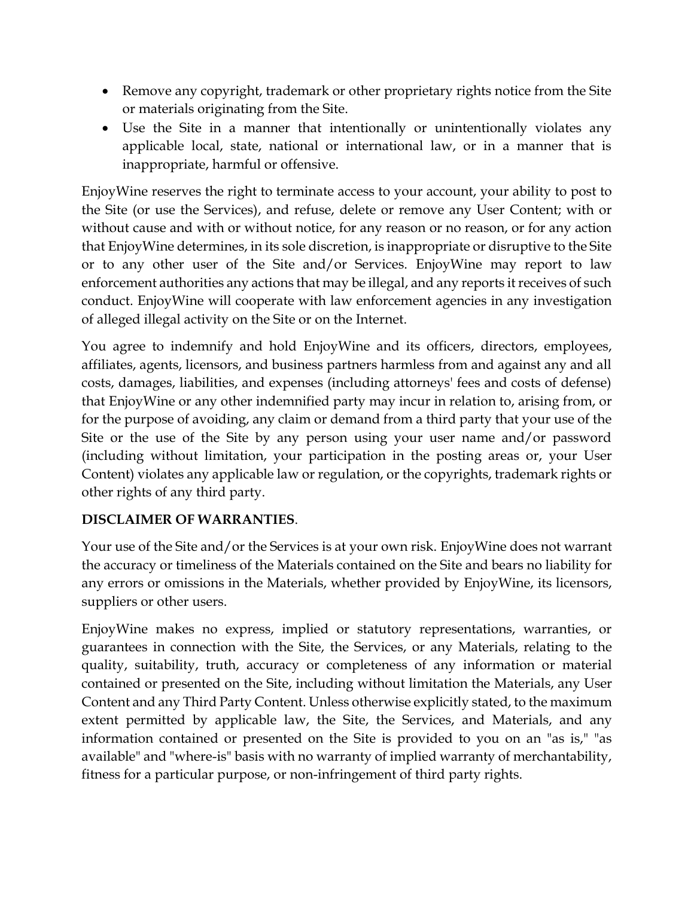- Remove any copyright, trademark or other proprietary rights notice from the Site or materials originating from the Site.
- Use the Site in a manner that intentionally or unintentionally violates any applicable local, state, national or international law, or in a manner that is inappropriate, harmful or offensive.

EnjoyWine reserves the right to terminate access to your account, your ability to post to the Site (or use the Services), and refuse, delete or remove any User Content; with or without cause and with or without notice, for any reason or no reason, or for any action that EnjoyWine determines, in its sole discretion, is inappropriate or disruptive to the Site or to any other user of the Site and/or Services. EnjoyWine may report to law enforcement authorities any actions that may be illegal, and any reports it receives of such conduct. EnjoyWine will cooperate with law enforcement agencies in any investigation of alleged illegal activity on the Site or on the Internet.

You agree to indemnify and hold EnjoyWine and its officers, directors, employees, affiliates, agents, licensors, and business partners harmless from and against any and all costs, damages, liabilities, and expenses (including attorneys' fees and costs of defense) that EnjoyWine or any other indemnified party may incur in relation to, arising from, or for the purpose of avoiding, any claim or demand from a third party that your use of the Site or the use of the Site by any person using your user name and/or password (including without limitation, your participation in the posting areas or, your User Content) violates any applicable law or regulation, or the copyrights, trademark rights or other rights of any third party.

**DISCLAIMER OF WARRANTIES**.

Your use of the Site and/or the Services is at your own risk. EnjoyWine does not warrant the accuracy or timeliness of the Materials contained on the Site and bears no liability for any errors or omissions in the Materials, whether provided by EnjoyWine, its licensors, suppliers or other users.

EnjoyWine makes no express, implied or statutory representations, warranties, or guarantees in connection with the Site, the Services, or any Materials, relating to the quality, suitability, truth, accuracy or completeness of any information or material contained or presented on the Site, including without limitation the Materials, any User Content and any Third Party Content. Unless otherwise explicitly stated, to the maximum extent permitted by applicable law, the Site, the Services, and Materials, and any information contained or presented on the Site is provided to you on an "as is," "as available" and "where-is" basis with no warranty of implied warranty of merchantability, fitness for a particular purpose, or non-infringement of third party rights.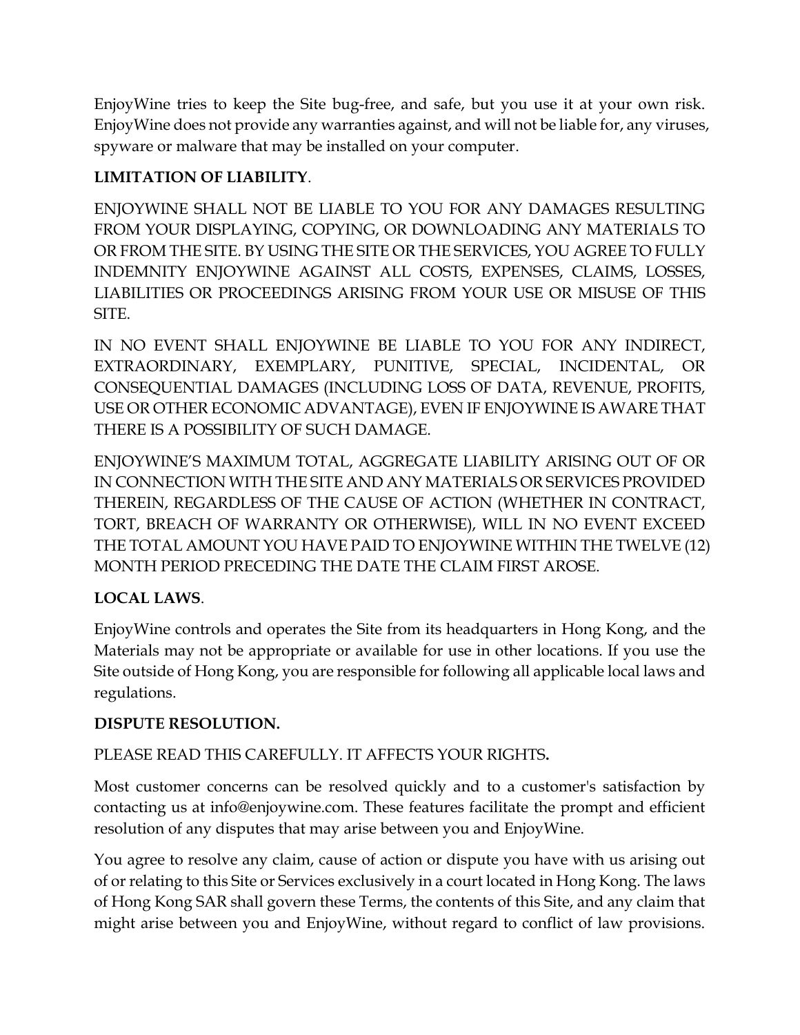EnjoyWine tries to keep the Site bug-free, and safe, but you use it at your own risk. EnjoyWine does not provide any warranties against, and will not be liable for, any viruses, spyware or malware that may be installed on your computer.

**LIMITATION OF LIABILITY**.

ENJOYWINE SHALL NOT BE LIABLE TO YOU FOR ANY DAMAGES RESULTING FROM YOUR DISPLAYING, COPYING, OR DOWNLOADING ANY MATERIALS TO OR FROM THE SITE. BY USING THE SITE OR THE SERVICES, YOU AGREE TO FULLY INDEMNITY ENJOYWINE AGAINST ALL COSTS, EXPENSES, CLAIMS, LOSSES, LIABILITIES OR PROCEEDINGS ARISING FROM YOUR USE OR MISUSE OF THIS SITE.

IN NO EVENT SHALL ENJOYWINE BE LIABLE TO YOU FOR ANY INDIRECT, EXTRAORDINARY, EXEMPLARY, PUNITIVE, SPECIAL, INCIDENTAL, OR CONSEQUENTIAL DAMAGES (INCLUDING LOSS OF DATA, REVENUE, PROFITS, USE OR OTHER ECONOMIC ADVANTAGE), EVEN IF ENJOYWINE IS AWARE THAT THERE IS A POSSIBILITY OF SUCH DAMAGE.

ENJOYWINE'S MAXIMUM TOTAL, AGGREGATE LIABILITY ARISING OUT OF OR IN CONNECTION WITH THE SITE AND ANY MATERIALS OR SERVICES PROVIDED THEREIN, REGARDLESS OF THE CAUSE OF ACTION (WHETHER IN CONTRACT, TORT, BREACH OF WARRANTY OR OTHERWISE), WILL IN NO EVENT EXCEED THE TOTAL AMOUNT YOU HAVE PAID TO ENJOYWINE WITHIN THE TWELVE (12) MONTH PERIOD PRECEDING THE DATE THE CLAIM FIRST AROSE.

**LOCAL LAWS**.

EnjoyWine controls and operates the Site from its headquarters in Hong Kong, and the Materials may not be appropriate or available for use in other locations. If you use the Site outside of Hong Kong, you are responsible for following all applicable local laws and regulations.

**DISPUTE RESOLUTION.**

PLEASE READ THIS CAREFULLY. IT AFFECTS YOUR RIGHTS**.**

Most customer concerns can be resolved quickly and to a customer's satisfaction by contacting us at info@enjoywine.com. These features facilitate the prompt and efficient resolution of any disputes that may arise between you and EnjoyWine.

You agree to resolve any claim, cause of action or dispute you have with us arising out of or relating to this Site or Services exclusively in a court located in Hong Kong. The laws of Hong Kong SAR shall govern these Terms, the contents of this Site, and any claim that might arise between you and EnjoyWine, without regard to conflict of law provisions.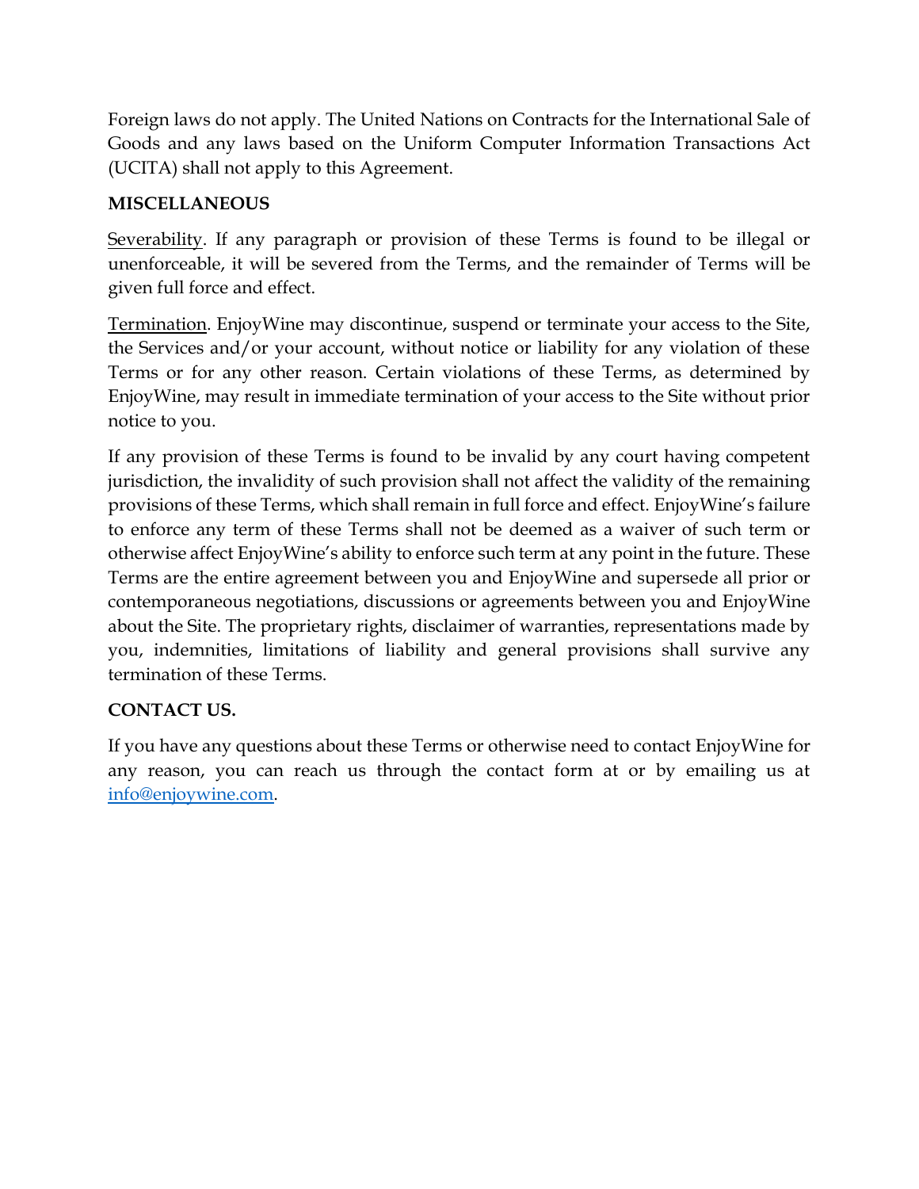Foreign laws do not apply. The United Nations on Contracts for the International Sale of Goods and any laws based on the Uniform Computer Information Transactions Act (UCITA) shall not apply to this Agreement.

**MISCELLANEOUS**

Severability. If any paragraph or provision of these Terms is found to be illegal or unenforceable, it will be severed from the Terms, and the remainder of Terms will be given full force and effect.

Termination. EnjoyWine may discontinue, suspend or terminate your access to the Site, the Services and/or your account, without notice or liability for any violation of these Terms or for any other reason. Certain violations of these Terms, as determined by EnjoyWine, may result in immediate termination of your access to the Site without prior notice to you.

If any provision of these Terms is found to be invalid by any court having competent jurisdiction, the invalidity of such provision shall not affect the validity of the remaining provisions of these Terms, which shall remain in full force and effect. EnjoyWine's failure to enforce any term of these Terms shall not be deemed as a waiver of such term or otherwise affect EnjoyWine's ability to enforce such term at any point in the future. These Terms are the entire agreement between you and EnjoyWine and supersede all prior or contemporaneous negotiations, discussions or agreements between you and EnjoyWine about the Site. The proprietary rights, disclaimer of warranties, representations made by you, indemnities, limitations of liability and general provisions shall survive any termination of these Terms.

**CONTACT US.**

If you have any questions about these Terms or otherwise need to contact EnjoyWine for any reason, you can reach us through the contact form at or by emailing us at info@enjoywine.com.